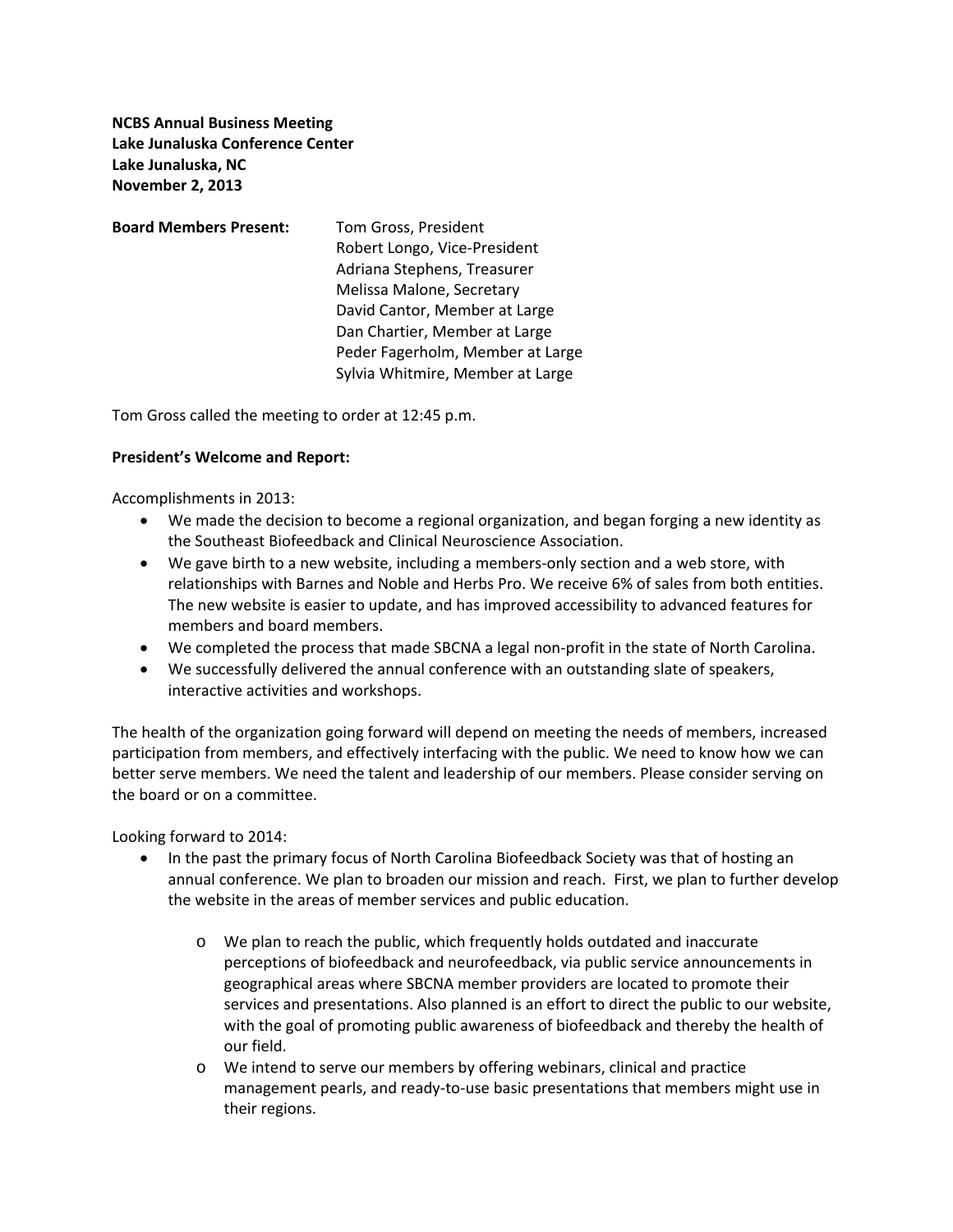**NCBS Annual Business Meeting**
**Lake Junaluska Conference Center**
**Lake Junaluska, NC**
**November 2, 2013**

**Board Members Present:**
Tom Gross, President
Robert Longo, Vice-President
Adriana Stephens, Treasurer
Melissa Malone, Secretary
David Cantor, Member at Large
Dan Chartier, Member at Large
Peder Fagerholm, Member at Large
Sylvia Whitmire, Member at Large

Tom Gross called the meeting to order at 12:45 p.m.

**President's Welcome and Report:**

Accomplishments in 2013:

- We made the decision to become a regional organization, and began forging a new identity as the Southeast Biofeedback and Clinical Neuroscience Association.
- We gave birth to a new website, including a members-only section and a web store, with relationships with Barnes and Noble and Herbs Pro. We receive 6% of sales from both entities. The new website is easier to update, and has improved accessibility to advanced features for members and board members.
- We completed the process that made SBCNA a legal non-profit in the state of North Carolina.
- We successfully delivered the annual conference with an outstanding slate of speakers, interactive activities and workshops.

The health of the organization going forward will depend on meeting the needs of members, increased participation from members, and effectively interfacing with the public. We need to know how we can better serve members. We need the talent and leadership of our members. Please consider serving on the board or on a committee.

Looking forward to 2014:

- In the past the primary focus of North Carolina Biofeedback Society was that of hosting an annual conference. We plan to broaden our mission and reach. First, we plan to further develop the website in the areas of member services and public education.
    - We plan to reach the public, which frequently holds outdated and inaccurate perceptions of biofeedback and neurofeedback, via public service announcements in geographical areas where SBCNA member providers are located to promote their services and presentations. Also planned is an effort to direct the public to our website, with the goal of promoting public awareness of biofeedback and thereby the health of our field.
    - We intend to serve our members by offering webinars, clinical and practice management pearls, and ready-to-use basic presentations that members might use in their regions.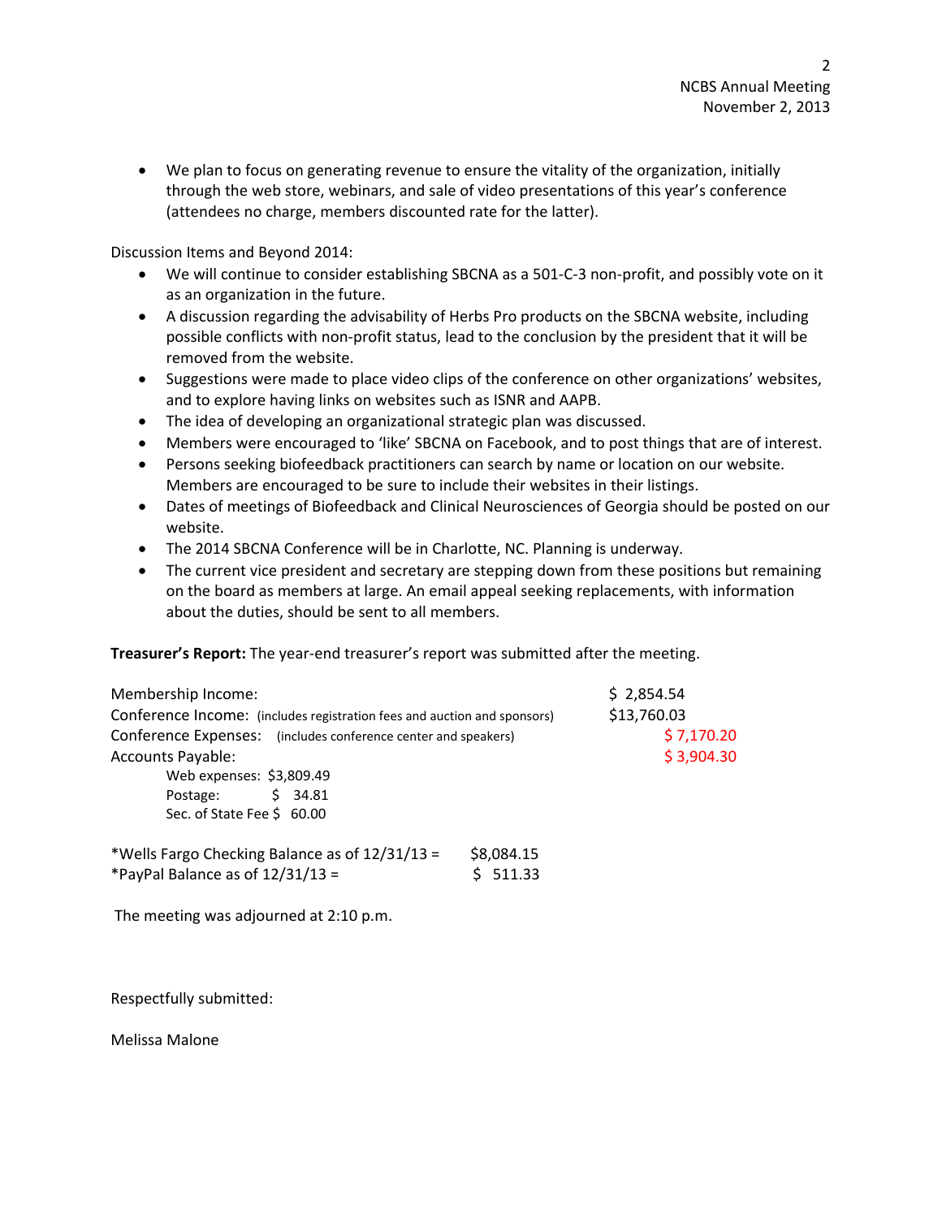- We plan to focus on generating revenue to ensure the vitality of the organization, initially through the web store, webinars, and sale of video presentations of this year's conference (attendees no charge, members discounted rate for the latter).

Discussion Items and Beyond 2014:

- We will continue to consider establishing SBCNA as a 501-C-3 non-profit, and possibly vote on it as an organization in the future.
- A discussion regarding the advisability of Herbs Pro products on the SBCNA website, including possible conflicts with non-profit status, lead to the conclusion by the president that it will be removed from the website.
- Suggestions were made to place video clips of the conference on other organizations' websites, and to explore having links on websites such as ISNR and AAPB.
- The idea of developing an organizational strategic plan was discussed.
- Members were encouraged to 'like' SBCNA on Facebook, and to post things that are of interest.
- Persons seeking biofeedback practitioners can search by name or location on our website. Members are encouraged to be sure to include their websites in their listings.
- Dates of meetings of Biofeedback and Clinical Neurosciences of Georgia should be posted on our website.
- The 2014 SBCNA Conference will be in Charlotte, NC. Planning is underway.
- The current vice president and secretary are stepping down from these positions but remaining on the board as members at large. An email appeal seeking replacements, with information about the duties, should be sent to all members.

**Treasurer's Report:** The year-end treasurer's report was submitted after the meeting.

| | | |
|---|---|---|
| Membership Income: | $ 2,854.54 | |
| Conference Income: (includes registration fees and auction and sponsors) | $13,760.03 | |
| Conference Expenses: (includes conference center and speakers) | | $ 7,170.20 |
| Accounts Payable: | | $ 3,904.30 |
| Web expenses: $3,809.49 | | |
| Postage: $ 34.81 | | |
| Sec. of State Fee $ 60.00 | | |

*Wells Fargo Checking Balance as of 12/31/13 = $8,084.15
*PayPal Balance as of 12/31/13 = $ 511.33

The meeting was adjourned at 2:10 p.m.

Respectfully submitted:

Melissa Malone